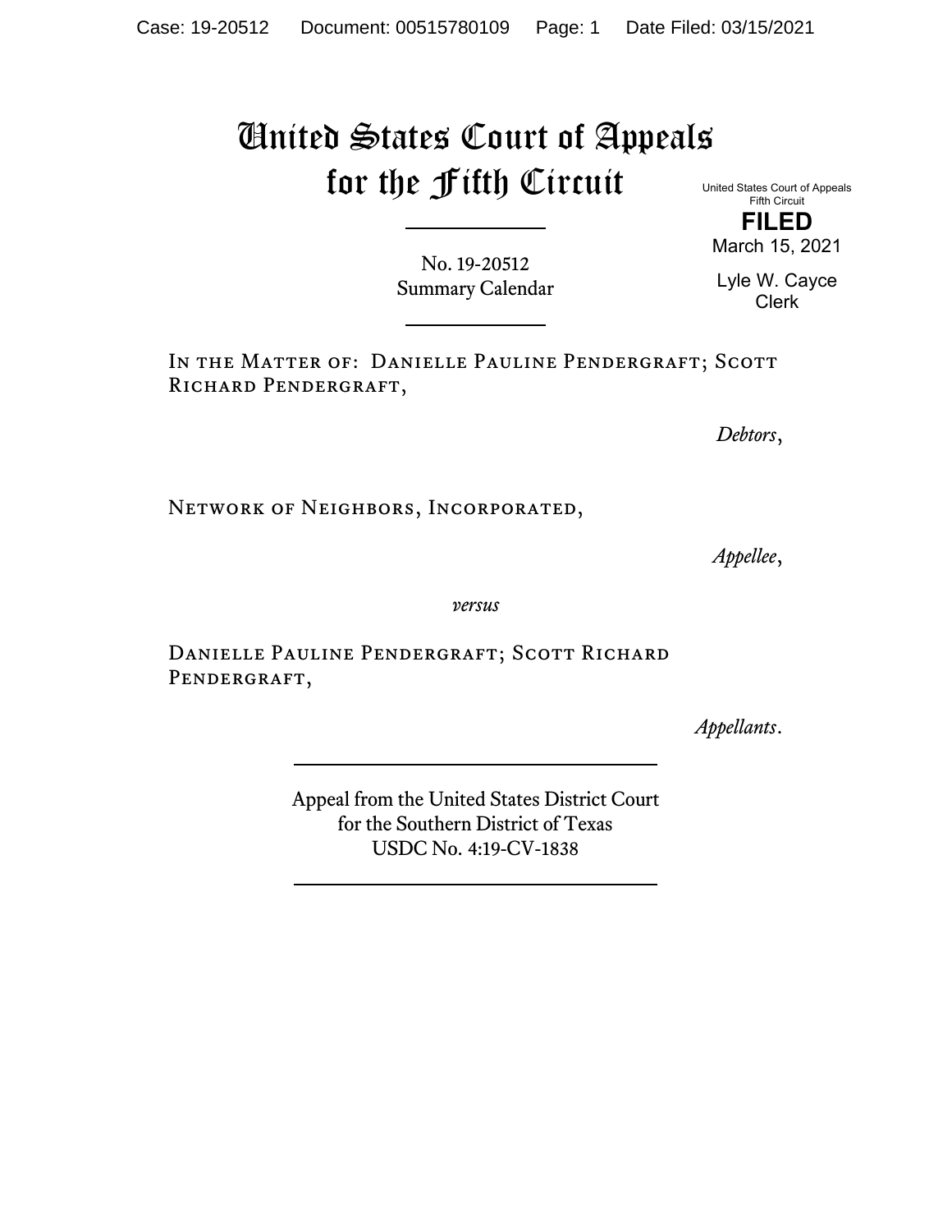# United States Court of Appeals for the Fifth Circuit

United States Court of Appeals
Fifth Circuit

**FILED**

March 15, 2021

Lyle W. Cayce
Clerk

No. 19-20512
Summary Calendar

In the Matter of: Danielle Pauline Pendergraft; Scott Richard Pendergraft,

*Debtors*,

Network of Neighbors, Incorporated,

*Appellee*,

*versus*

Danielle Pauline Pendergraft; Scott Richard Pendergraft,

*Appellants*.

Appeal from the United States District Court
for the Southern District of Texas
USDC No. 4:19-CV-1838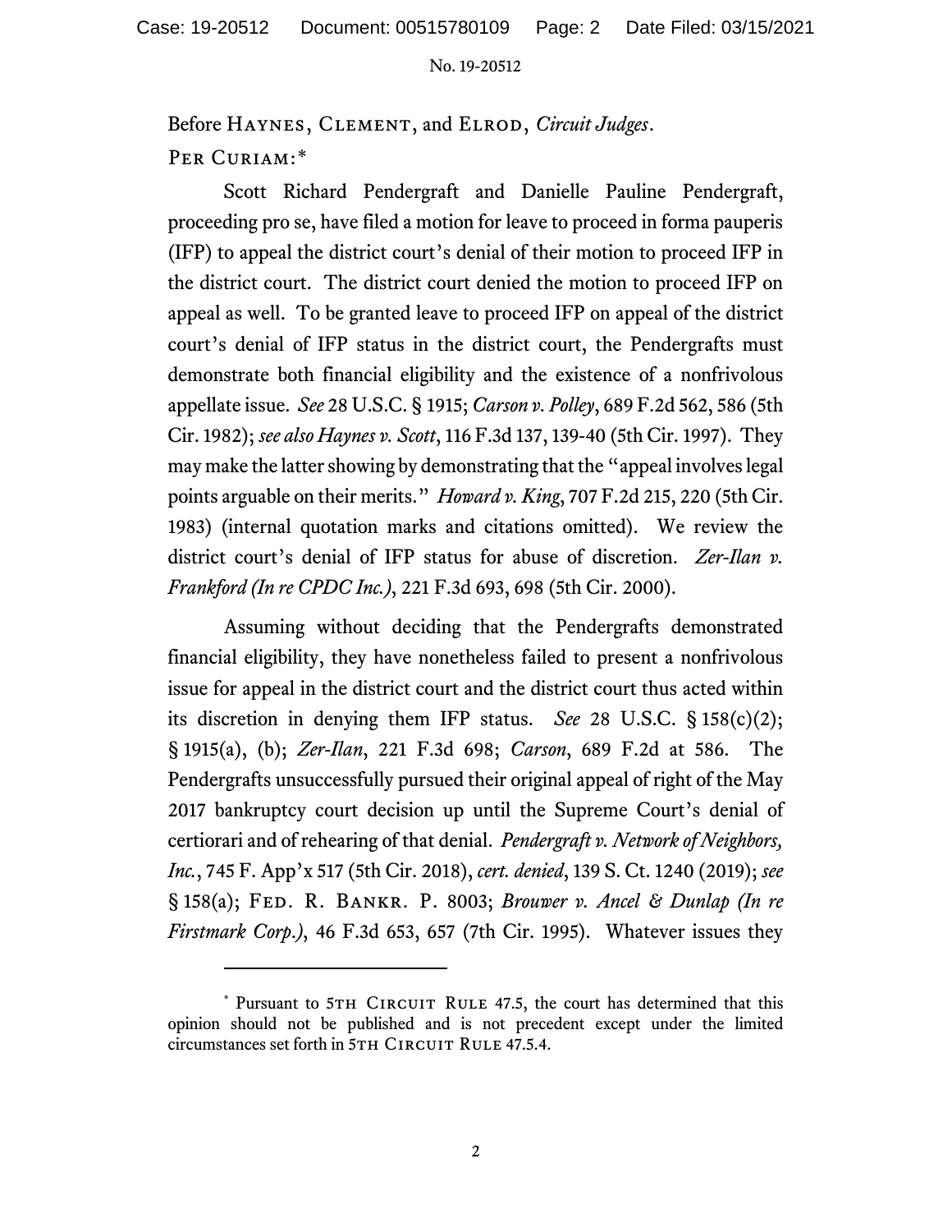Before Haynes, Clement, and Elrod, *Circuit Judges*.

Per Curiam:*

Scott Richard Pendergraft and Danielle Pauline Pendergraft, proceeding pro se, have filed a motion for leave to proceed in forma pauperis (IFP) to appeal the district court's denial of their motion to proceed IFP in the district court. The district court denied the motion to proceed IFP on appeal as well. To be granted leave to proceed IFP on appeal of the district court's denial of IFP status in the district court, the Pendergrafts must demonstrate both financial eligibility and the existence of a nonfrivolous appellate issue. *See* 28 U.S.C. § 1915; *Carson v. Polley*, 689 F.2d 562, 586 (5th Cir. 1982); *see also Haynes v. Scott*, 116 F.3d 137, 139-40 (5th Cir. 1997). They may make the latter showing by demonstrating that the "appeal involves legal points arguable on their merits." *Howard v. King*, 707 F.2d 215, 220 (5th Cir. 1983) (internal quotation marks and citations omitted). We review the district court's denial of IFP status for abuse of discretion. *Zer-Ilan v. Frankford (In re CPDC Inc.)*, 221 F.3d 693, 698 (5th Cir. 2000).

Assuming without deciding that the Pendergrafts demonstrated financial eligibility, they have nonetheless failed to present a nonfrivolous issue for appeal in the district court and the district court thus acted within its discretion in denying them IFP status. *See* 28 U.S.C. § 158(c)(2); § 1915(a), (b); *Zer-Ilan*, 221 F.3d 698; *Carson*, 689 F.2d at 586. The Pendergrafts unsuccessfully pursued their original appeal of right of the May 2017 bankruptcy court decision up until the Supreme Court's denial of certiorari and of rehearing of that denial. *Pendergraft v. Network of Neighbors, Inc.*, 745 F. App'x 517 (5th Cir. 2018), *cert. denied*, 139 S. Ct. 1240 (2019); *see* § 158(a); Fed. R. Bankr. P. 8003; *Brouwer v. Ancel & Dunlap (In re Firstmark Corp.)*, 46 F.3d 653, 657 (7th Cir. 1995). Whatever issues they

---

* Pursuant to 5th Circuit Rule 47.5, the court has determined that this opinion should not be published and is not precedent except under the limited circumstances set forth in 5th Circuit Rule 47.5.4.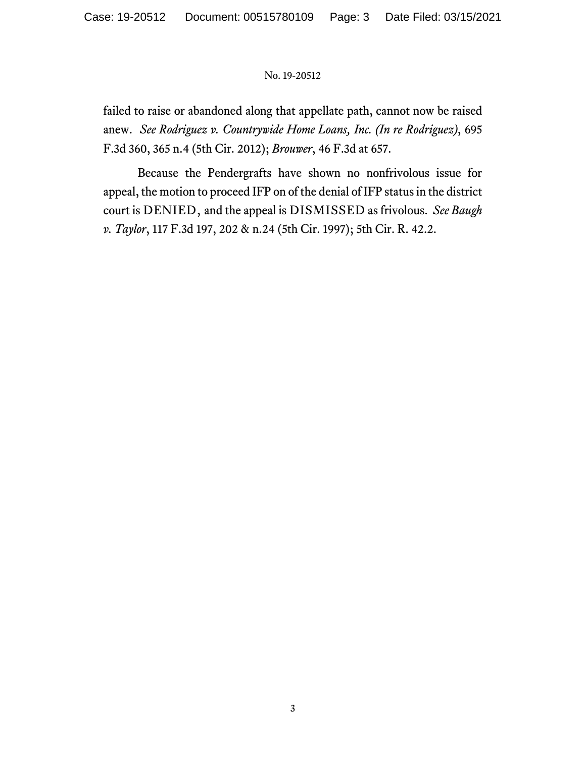failed to raise or abandoned along that appellate path, cannot now be raised anew. *See Rodriguez v. Countrywide Home Loans, Inc. (In re Rodriguez)*, 695 F.3d 360, 365 n.4 (5th Cir. 2012); *Brouwer*, 46 F.3d at 657.

Because the Pendergrafts have shown no nonfrivolous issue for appeal, the motion to proceed IFP on of the denial of IFP status in the district court is DENIED, and the appeal is DISMISSED as frivolous. *See Baugh v. Taylor*, 117 F.3d 197, 202 & n.24 (5th Cir. 1997); 5th Cir. R. 42.2.